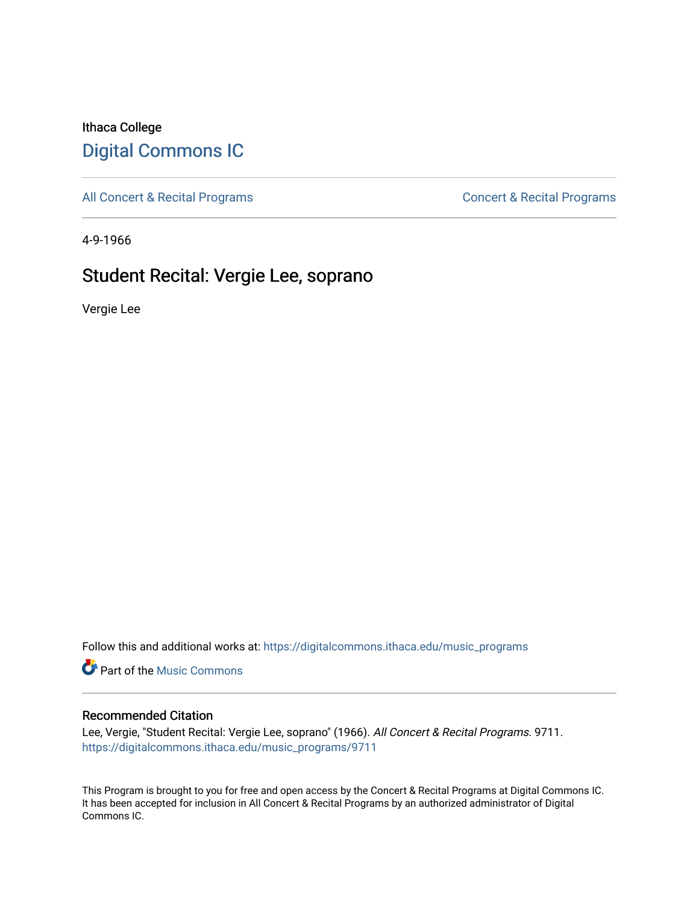Ithaca College

# Digital Commons IC

All Concert & Recital Programs

Concert & Recital Programs

4-9-1966

## Student Recital: Vergie Lee, soprano

Vergie Lee

Follow this and additional works at: https://digitalcommons.ithaca.edu/music_programs

Part of the Music Commons

### Recommended Citation

Lee, Vergie, "Student Recital: Vergie Lee, soprano" (1966). *All Concert & Recital Programs*. 9711.
https://digitalcommons.ithaca.edu/music_programs/9711

This Program is brought to you for free and open access by the Concert & Recital Programs at Digital Commons IC. It has been accepted for inclusion in All Concert & Recital Programs by an authorized administrator of Digital Commons IC.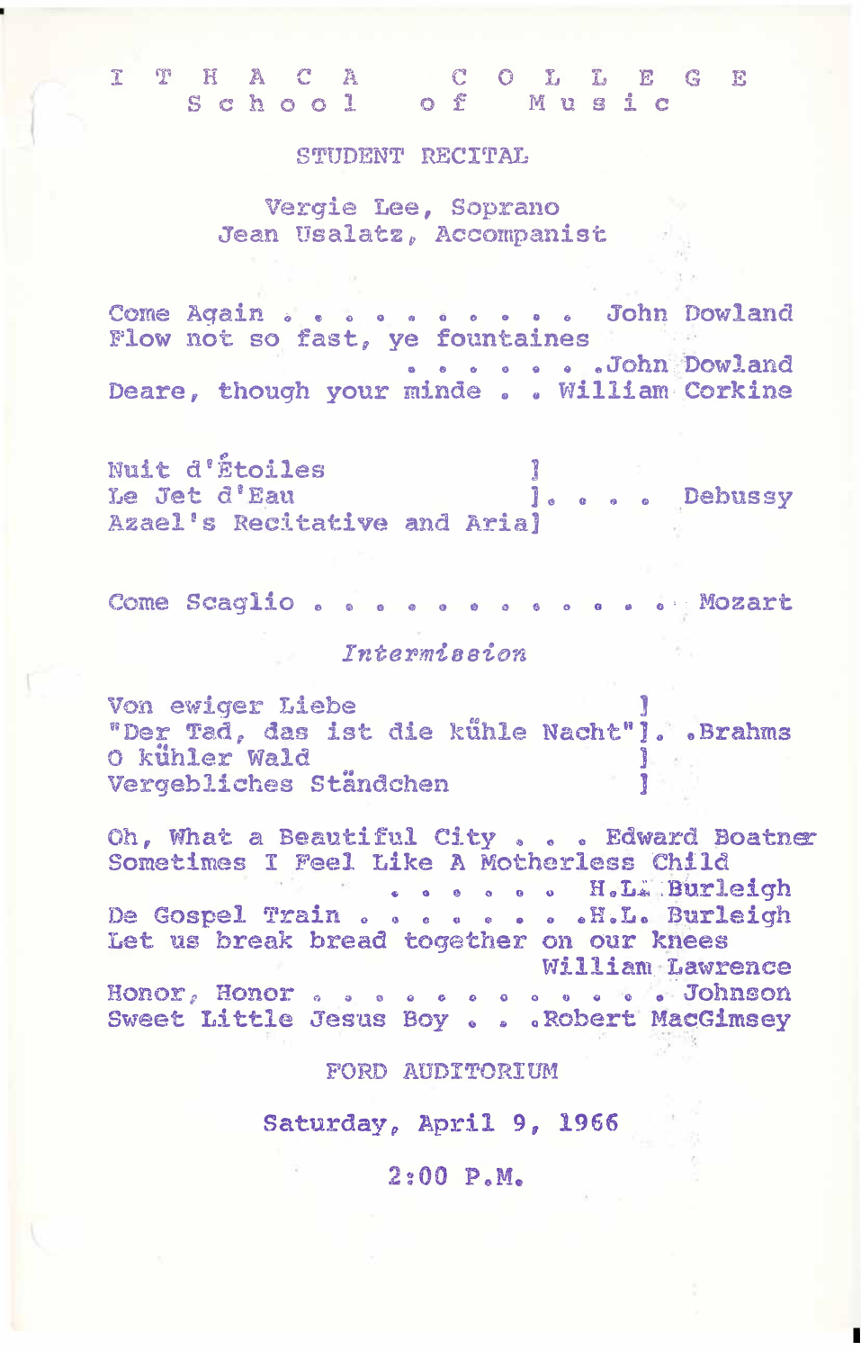# ITHACA COLLEGE
## School of Music

STUDENT RECITAL

Vergie Lee, Soprano
Jean Usalatz, Accompanist

Come Again . . . . . . . . . . . John Dowland
Flow not so fast, ye fountaines . . . . . . . .John Dowland
Deare, though your minde . . William Corkine

Nuit d'Étoiles ]
Le Jet d'Eau ]. . . . Debussy
Azael's Recitative and Aria]

Come Scaglio . . . . . . . . . . . . . Mozart

*Intermission*

Von ewiger Liebe ]
"Der Tad, das ist die kühle Nacht"]. .Brahms
O kühler Wald ]
Vergebliches Ständchen ]

Oh, What a Beautiful City . . . Edward Boatner
Sometimes I Feel Like A Motherless Child . . . . . . H.L. Burleigh
De Gospel Train . . . . . . . . .H.L. Burleigh
Let us break bread together on our knees William Lawrence
Honor, Honor . . . . . . . . . . . . . Johnson
Sweet Little Jesus Boy . . .Robert MacGimsey

FORD AUDITORIUM

Saturday, April 9, 1966

2:00 P.M.